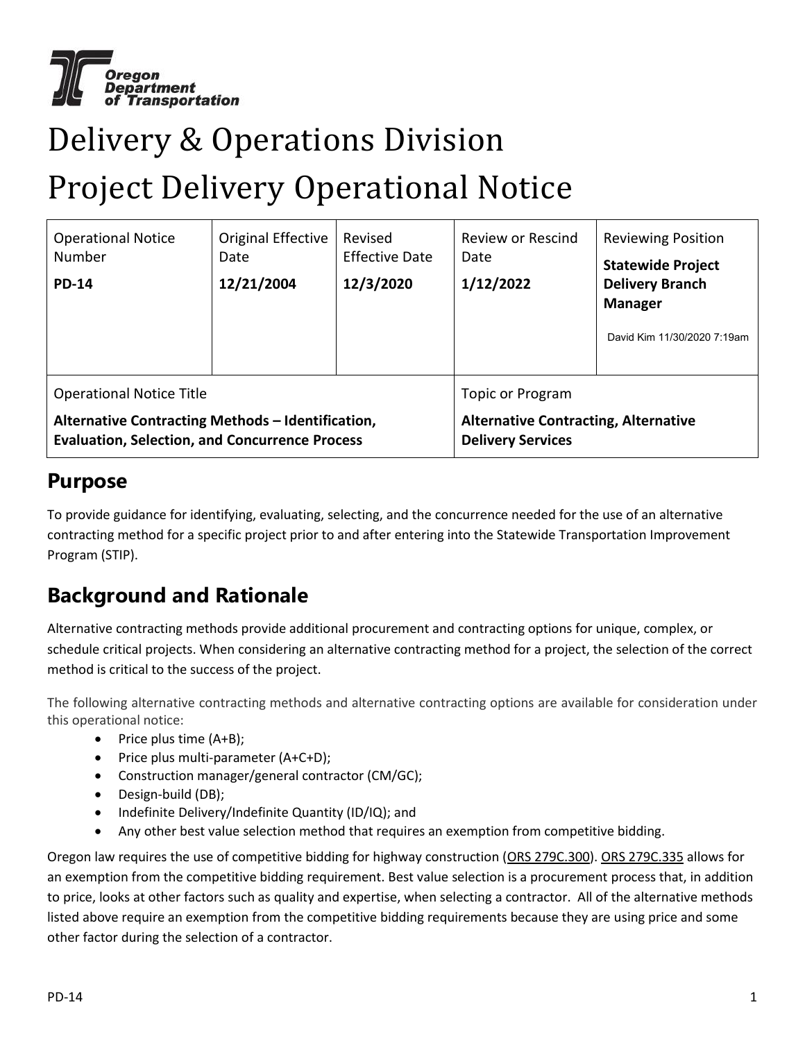Oregon Department of Transportation

# Delivery & Operations Division

# Project Delivery Operational Notice

| Operational Notice Number | Original Effective Date | Revised Effective Date | Review or Rescind Date | Reviewing Position |
|---|---|---|---|---|
| **PD-14** | **12/21/2004** | **12/3/2020** | **1/12/2022** | **Statewide Project Delivery Branch Manager** David Kim 11/30/2020 7:19am |
| Operational Notice Title | | | Topic or Program | |
| **Alternative Contracting Methods – Identification, Evaluation, Selection, and Concurrence Process** | | | **Alternative Contracting, Alternative Delivery Services** | |

## Purpose

To provide guidance for identifying, evaluating, selecting, and the concurrence needed for the use of an alternative contracting method for a specific project prior to and after entering into the Statewide Transportation Improvement Program (STIP).

## Background and Rationale

Alternative contracting methods provide additional procurement and contracting options for unique, complex, or schedule critical projects. When considering an alternative contracting method for a project, the selection of the correct method is critical to the success of the project.

The following alternative contracting methods and alternative contracting options are available for consideration under this operational notice:

- Price plus time (A+B);
- Price plus multi-parameter (A+C+D);
- Construction manager/general contractor (CM/GC);
- Design-build (DB);
- Indefinite Delivery/Indefinite Quantity (ID/IQ); and
- Any other best value selection method that requires an exemption from competitive bidding.

Oregon law requires the use of competitive bidding for highway construction (ORS 279C.300). ORS 279C.335 allows for an exemption from the competitive bidding requirement. Best value selection is a procurement process that, in addition to price, looks at other factors such as quality and expertise, when selecting a contractor. All of the alternative methods listed above require an exemption from the competitive bidding requirements because they are using price and some other factor during the selection of a contractor.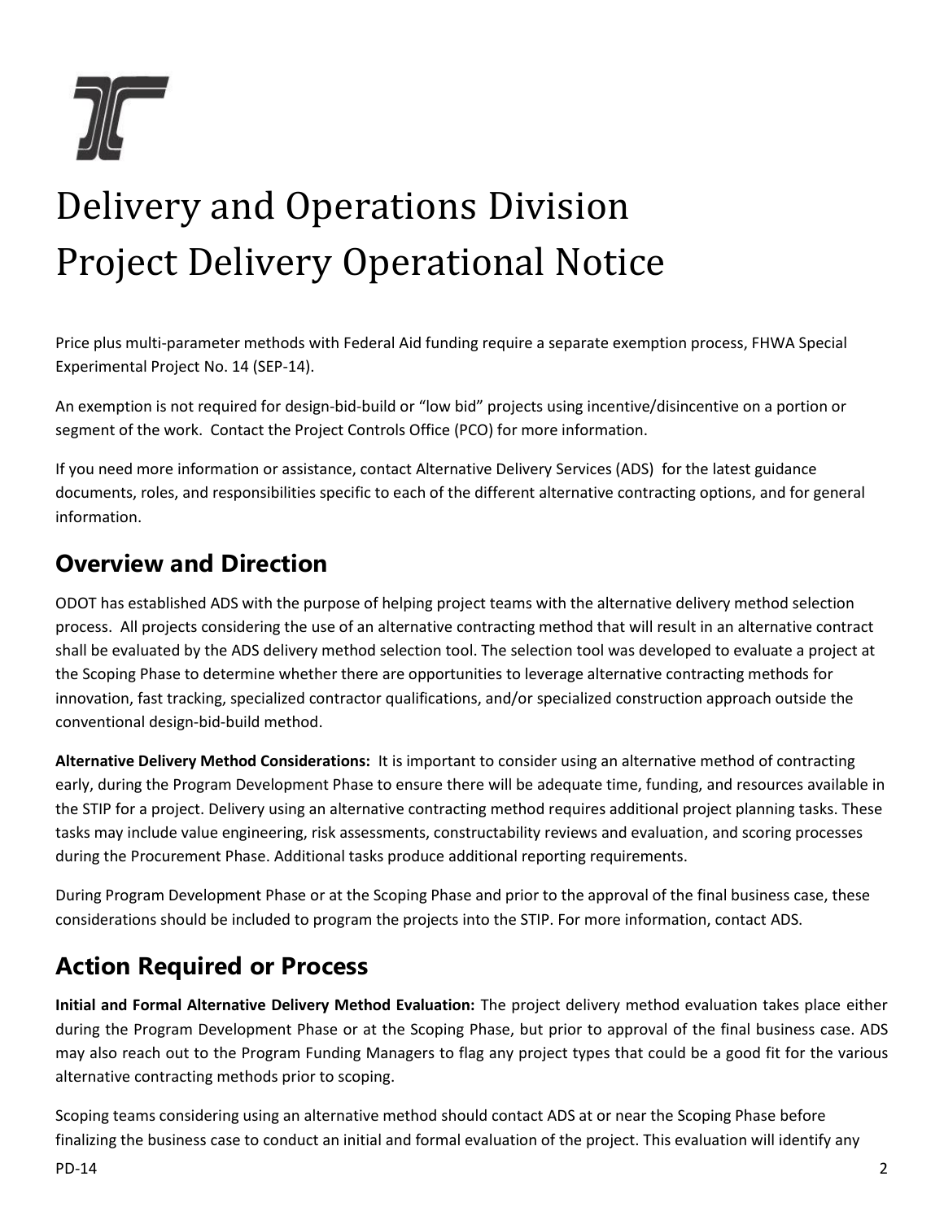# Delivery and Operations Division
# Project Delivery Operational Notice

Price plus multi-parameter methods with Federal Aid funding require a separate exemption process, FHWA Special Experimental Project No. 14 (SEP-14).

An exemption is not required for design-bid-build or "low bid" projects using incentive/disincentive on a portion or segment of the work. Contact the Project Controls Office (PCO) for more information.

If you need more information or assistance, contact Alternative Delivery Services (ADS) for the latest guidance documents, roles, and responsibilities specific to each of the different alternative contracting options, and for general information.

## Overview and Direction

ODOT has established ADS with the purpose of helping project teams with the alternative delivery method selection process. All projects considering the use of an alternative contracting method that will result in an alternative contract shall be evaluated by the ADS delivery method selection tool. The selection tool was developed to evaluate a project at the Scoping Phase to determine whether there are opportunities to leverage alternative contracting methods for innovation, fast tracking, specialized contractor qualifications, and/or specialized construction approach outside the conventional design-bid-build method.

**Alternative Delivery Method Considerations:** It is important to consider using an alternative method of contracting early, during the Program Development Phase to ensure there will be adequate time, funding, and resources available in the STIP for a project. Delivery using an alternative contracting method requires additional project planning tasks. These tasks may include value engineering, risk assessments, constructability reviews and evaluation, and scoring processes during the Procurement Phase. Additional tasks produce additional reporting requirements.

During Program Development Phase or at the Scoping Phase and prior to the approval of the final business case, these considerations should be included to program the projects into the STIP. For more information, contact ADS.

## Action Required or Process

**Initial and Formal Alternative Delivery Method Evaluation:** The project delivery method evaluation takes place either during the Program Development Phase or at the Scoping Phase, but prior to approval of the final business case. ADS may also reach out to the Program Funding Managers to flag any project types that could be a good fit for the various alternative contracting methods prior to scoping.

Scoping teams considering using an alternative method should contact ADS at or near the Scoping Phase before finalizing the business case to conduct an initial and formal evaluation of the project. This evaluation will identify any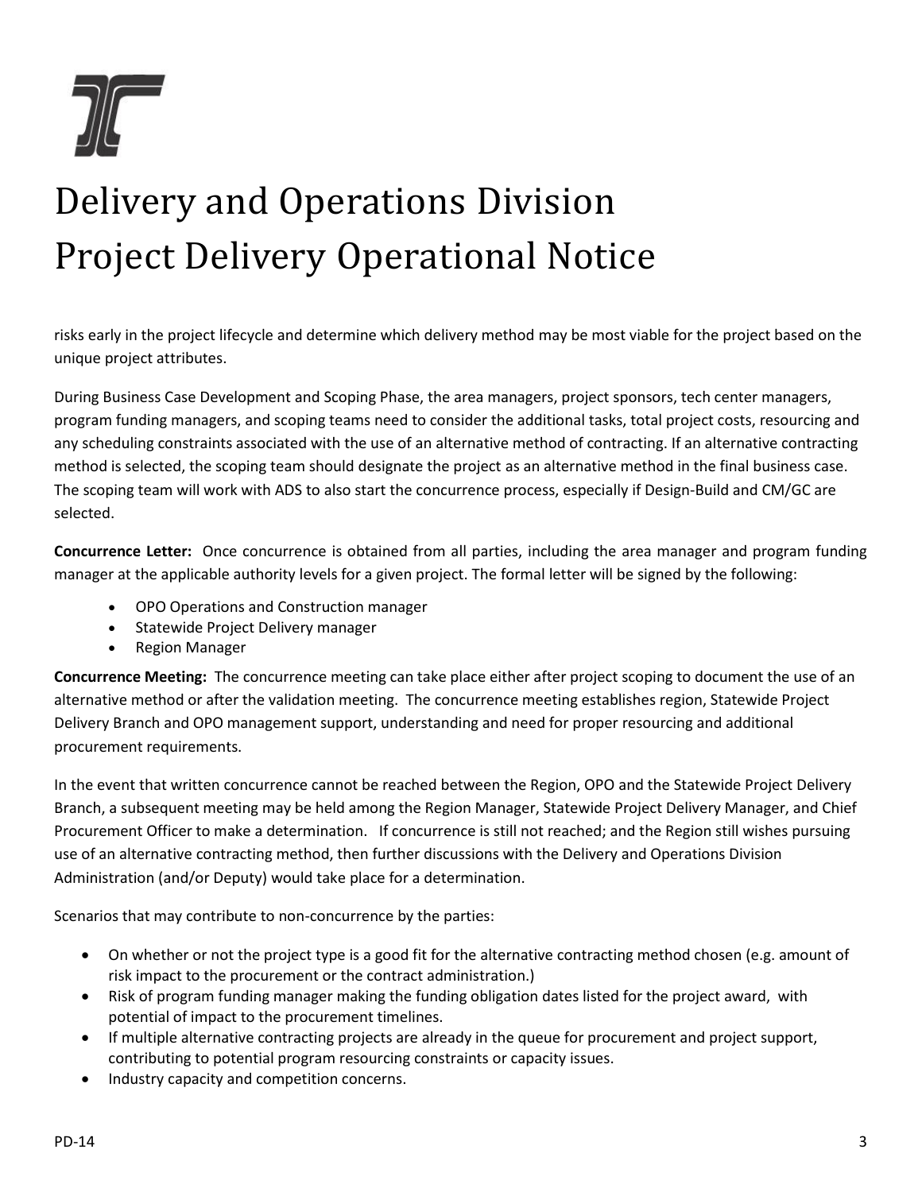# Delivery and Operations Division
# Project Delivery Operational Notice

risks early in the project lifecycle and determine which delivery method may be most viable for the project based on the unique project attributes.

During Business Case Development and Scoping Phase, the area managers, project sponsors, tech center managers, program funding managers, and scoping teams need to consider the additional tasks, total project costs, resourcing and any scheduling constraints associated with the use of an alternative method of contracting. If an alternative contracting method is selected, the scoping team should designate the project as an alternative method in the final business case. The scoping team will work with ADS to also start the concurrence process, especially if Design-Build and CM/GC are selected.

**Concurrence Letter:** Once concurrence is obtained from all parties, including the area manager and program funding manager at the applicable authority levels for a given project. The formal letter will be signed by the following:

- OPO Operations and Construction manager
- Statewide Project Delivery manager
- Region Manager

**Concurrence Meeting:** The concurrence meeting can take place either after project scoping to document the use of an alternative method or after the validation meeting. The concurrence meeting establishes region, Statewide Project Delivery Branch and OPO management support, understanding and need for proper resourcing and additional procurement requirements.

In the event that written concurrence cannot be reached between the Region, OPO and the Statewide Project Delivery Branch, a subsequent meeting may be held among the Region Manager, Statewide Project Delivery Manager, and Chief Procurement Officer to make a determination. If concurrence is still not reached; and the Region still wishes pursuing use of an alternative contracting method, then further discussions with the Delivery and Operations Division Administration (and/or Deputy) would take place for a determination.

Scenarios that may contribute to non-concurrence by the parties:

- On whether or not the project type is a good fit for the alternative contracting method chosen (e.g. amount of risk impact to the procurement or the contract administration.)
- Risk of program funding manager making the funding obligation dates listed for the project award, with potential of impact to the procurement timelines.
- If multiple alternative contracting projects are already in the queue for procurement and project support, contributing to potential program resourcing constraints or capacity issues.
- Industry capacity and competition concerns.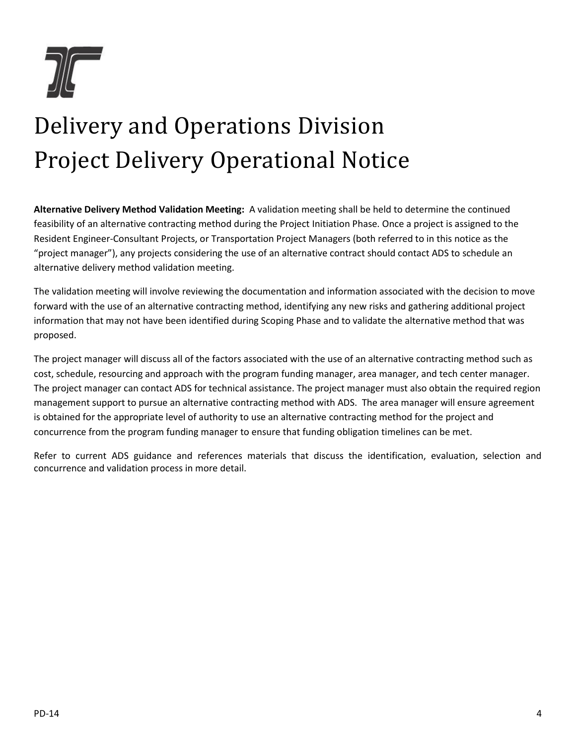# Delivery and Operations Division
# Project Delivery Operational Notice

**Alternative Delivery Method Validation Meeting:** A validation meeting shall be held to determine the continued feasibility of an alternative contracting method during the Project Initiation Phase. Once a project is assigned to the Resident Engineer-Consultant Projects, or Transportation Project Managers (both referred to in this notice as the "project manager"), any projects considering the use of an alternative contract should contact ADS to schedule an alternative delivery method validation meeting.

The validation meeting will involve reviewing the documentation and information associated with the decision to move forward with the use of an alternative contracting method, identifying any new risks and gathering additional project information that may not have been identified during Scoping Phase and to validate the alternative method that was proposed.

The project manager will discuss all of the factors associated with the use of an alternative contracting method such as cost, schedule, resourcing and approach with the program funding manager, area manager, and tech center manager. The project manager can contact ADS for technical assistance. The project manager must also obtain the required region management support to pursue an alternative contracting method with ADS. The area manager will ensure agreement is obtained for the appropriate level of authority to use an alternative contracting method for the project and concurrence from the program funding manager to ensure that funding obligation timelines can be met.

Refer to current ADS guidance and references materials that discuss the identification, evaluation, selection and concurrence and validation process in more detail.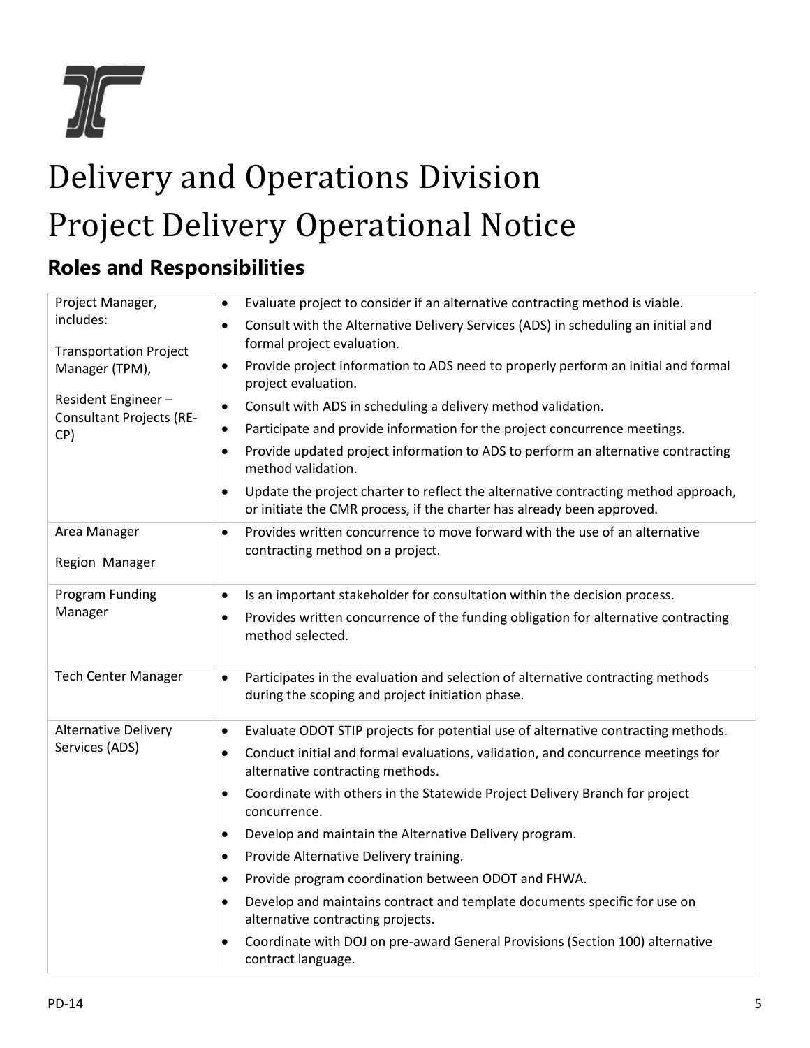# Delivery and Operations Division

# Project Delivery Operational Notice

## Roles and Responsibilities

| Role | Responsibilities |
|---|---|
| Project Manager, includes:<br><br>Transportation Project Manager (TPM),<br><br>Resident Engineer – Consultant Projects (RE-CP) | • Evaluate project to consider if an alternative contracting method is viable.<br>• Consult with the Alternative Delivery Services (ADS) in scheduling an initial and formal project evaluation.<br>• Provide project information to ADS need to properly perform an initial and formal project evaluation.<br>• Consult with ADS in scheduling a delivery method validation.<br>• Participate and provide information for the project concurrence meetings.<br>• Provide updated project information to ADS to perform an alternative contracting method validation.<br>• Update the project charter to reflect the alternative contracting method approach, or initiate the CMR process, if the charter has already been approved. |
| Area Manager<br><br>Region Manager | • Provides written concurrence to move forward with the use of an alternative contracting method on a project. |
| Program Funding Manager | • Is an important stakeholder for consultation within the decision process.<br>• Provides written concurrence of the funding obligation for alternative contracting method selected. |
| Tech Center Manager | • Participates in the evaluation and selection of alternative contracting methods during the scoping and project initiation phase. |
| Alternative Delivery Services (ADS) | • Evaluate ODOT STIP projects for potential use of alternative contracting methods.<br>• Conduct initial and formal evaluations, validation, and concurrence meetings for alternative contracting methods.<br>• Coordinate with others in the Statewide Project Delivery Branch for project concurrence.<br>• Develop and maintain the Alternative Delivery program.<br>• Provide Alternative Delivery training.<br>• Provide program coordination between ODOT and FHWA.<br>• Develop and maintains contract and template documents specific for use on alternative contracting projects.<br>• Coordinate with DOJ on pre-award General Provisions (Section 100) alternative contract language. |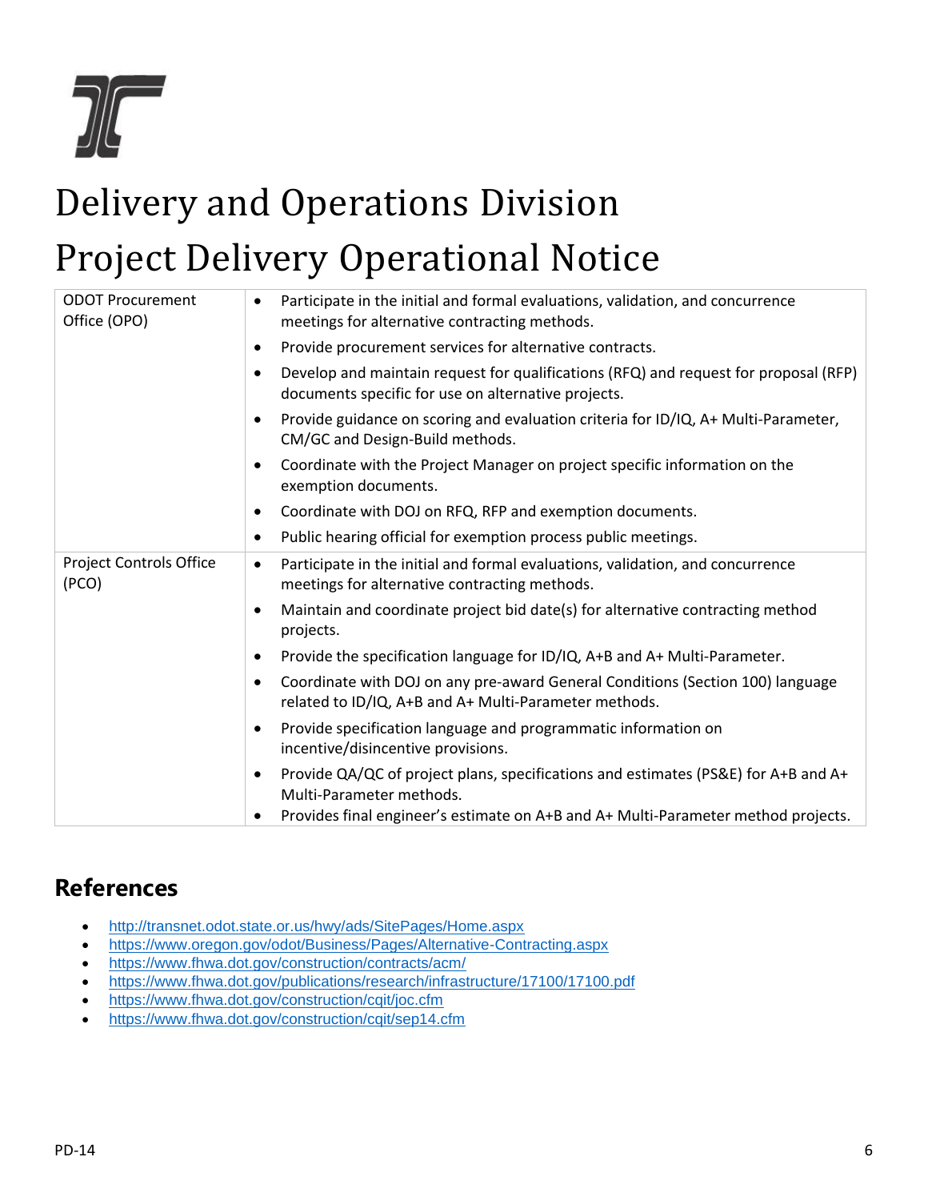# Delivery and Operations Division

# Project Delivery Operational Notice

| | |
|---|---|
| ODOT Procurement Office (OPO) | • Participate in the initial and formal evaluations, validation, and concurrence meetings for alternative contracting methods.<br>• Provide procurement services for alternative contracts.<br>• Develop and maintain request for qualifications (RFQ) and request for proposal (RFP) documents specific for use on alternative projects.<br>• Provide guidance on scoring and evaluation criteria for ID/IQ, A+ Multi-Parameter, CM/GC and Design-Build methods.<br>• Coordinate with the Project Manager on project specific information on the exemption documents.<br>• Coordinate with DOJ on RFQ, RFP and exemption documents.<br>• Public hearing official for exemption process public meetings. |
| Project Controls Office (PCO) | • Participate in the initial and formal evaluations, validation, and concurrence meetings for alternative contracting methods.<br>• Maintain and coordinate project bid date(s) for alternative contracting method projects.<br>• Provide the specification language for ID/IQ, A+B and A+ Multi-Parameter.<br>• Coordinate with DOJ on any pre-award General Conditions (Section 100) language related to ID/IQ, A+B and A+ Multi-Parameter methods.<br>• Provide specification language and programmatic information on incentive/disincentive provisions.<br>• Provide QA/QC of project plans, specifications and estimates (PS&E) for A+B and A+ Multi-Parameter methods.<br>• Provides final engineer's estimate on A+B and A+ Multi-Parameter method projects. |

## References

- http://transnet.odot.state.or.us/hwy/ads/SitePages/Home.aspx
- https://www.oregon.gov/odot/Business/Pages/Alternative-Contracting.aspx
- https://www.fhwa.dot.gov/construction/contracts/acm/
- https://www.fhwa.dot.gov/publications/research/infrastructure/17100/17100.pdf
- https://www.fhwa.dot.gov/construction/cqit/joc.cfm
- https://www.fhwa.dot.gov/construction/cqit/sep14.cfm